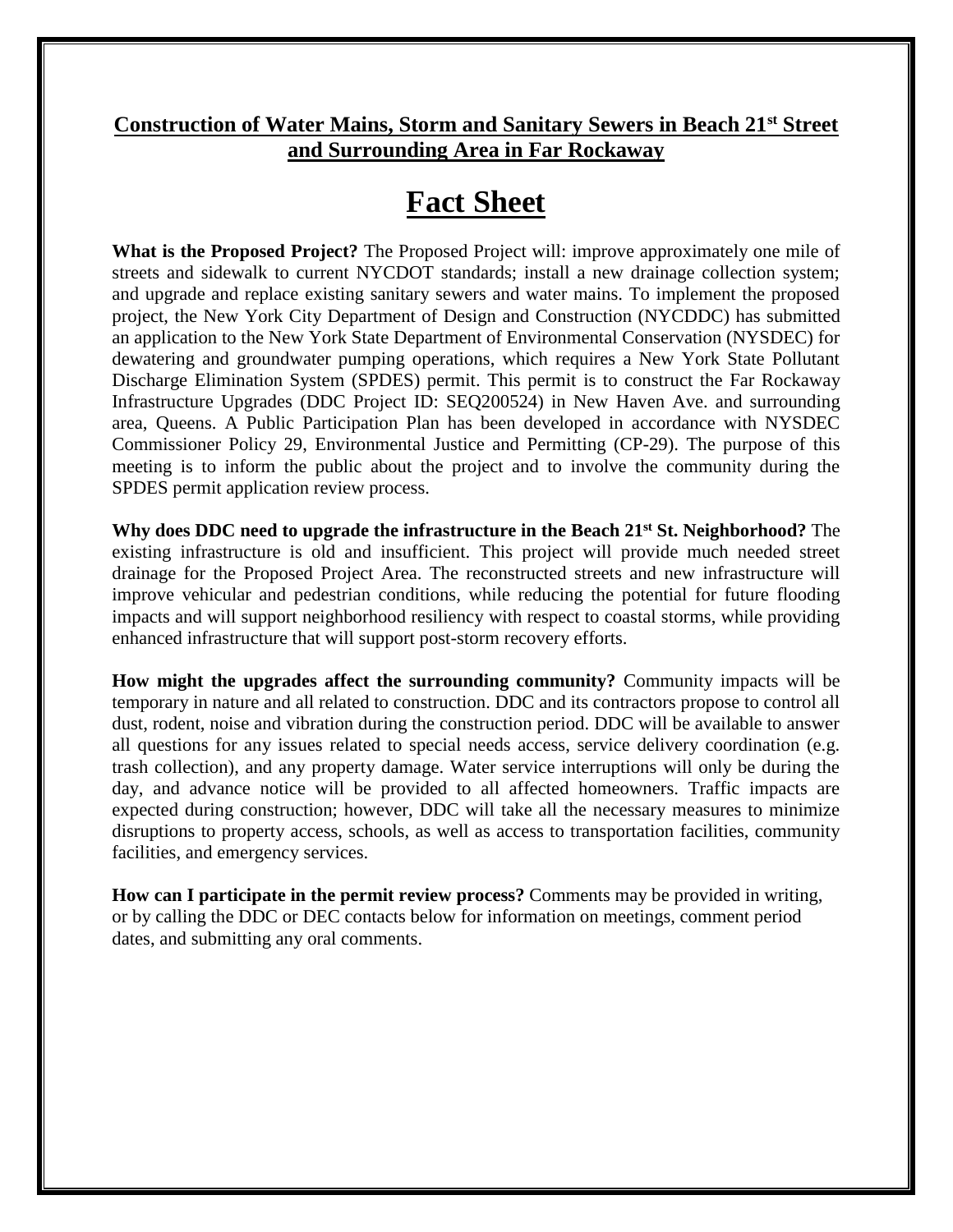## Construction of Water Mains, Storm and Sanitary Sewers in Beach 21st Street and Surrounding Area in Far Rockaway

# Fact Sheet

**What is the Proposed Project?** The Proposed Project will: improve approximately one mile of streets and sidewalk to current NYCDOT standards; install a new drainage collection system; and upgrade and replace existing sanitary sewers and water mains. To implement the proposed project, the New York City Department of Design and Construction (NYCDDC) has submitted an application to the New York State Department of Environmental Conservation (NYSDEC) for dewatering and groundwater pumping operations, which requires a New York State Pollutant Discharge Elimination System (SPDES) permit. This permit is to construct the Far Rockaway Infrastructure Upgrades (DDC Project ID: SEQ200524) in New Haven Ave. and surrounding area, Queens. A Public Participation Plan has been developed in accordance with NYSDEC Commissioner Policy 29, Environmental Justice and Permitting (CP-29). The purpose of this meeting is to inform the public about the project and to involve the community during the SPDES permit application review process.

**Why does DDC need to upgrade the infrastructure in the Beach 21st St. Neighborhood?** The existing infrastructure is old and insufficient. This project will provide much needed street drainage for the Proposed Project Area. The reconstructed streets and new infrastructure will improve vehicular and pedestrian conditions, while reducing the potential for future flooding impacts and will support neighborhood resiliency with respect to coastal storms, while providing enhanced infrastructure that will support post-storm recovery efforts.

**How might the upgrades affect the surrounding community?** Community impacts will be temporary in nature and all related to construction. DDC and its contractors propose to control all dust, rodent, noise and vibration during the construction period. DDC will be available to answer all questions for any issues related to special needs access, service delivery coordination (e.g. trash collection), and any property damage. Water service interruptions will only be during the day, and advance notice will be provided to all affected homeowners. Traffic impacts are expected during construction; however, DDC will take all the necessary measures to minimize disruptions to property access, schools, as well as access to transportation facilities, community facilities, and emergency services.

**How can I participate in the permit review process?** Comments may be provided in writing, or by calling the DDC or DEC contacts below for information on meetings, comment period dates, and submitting any oral comments.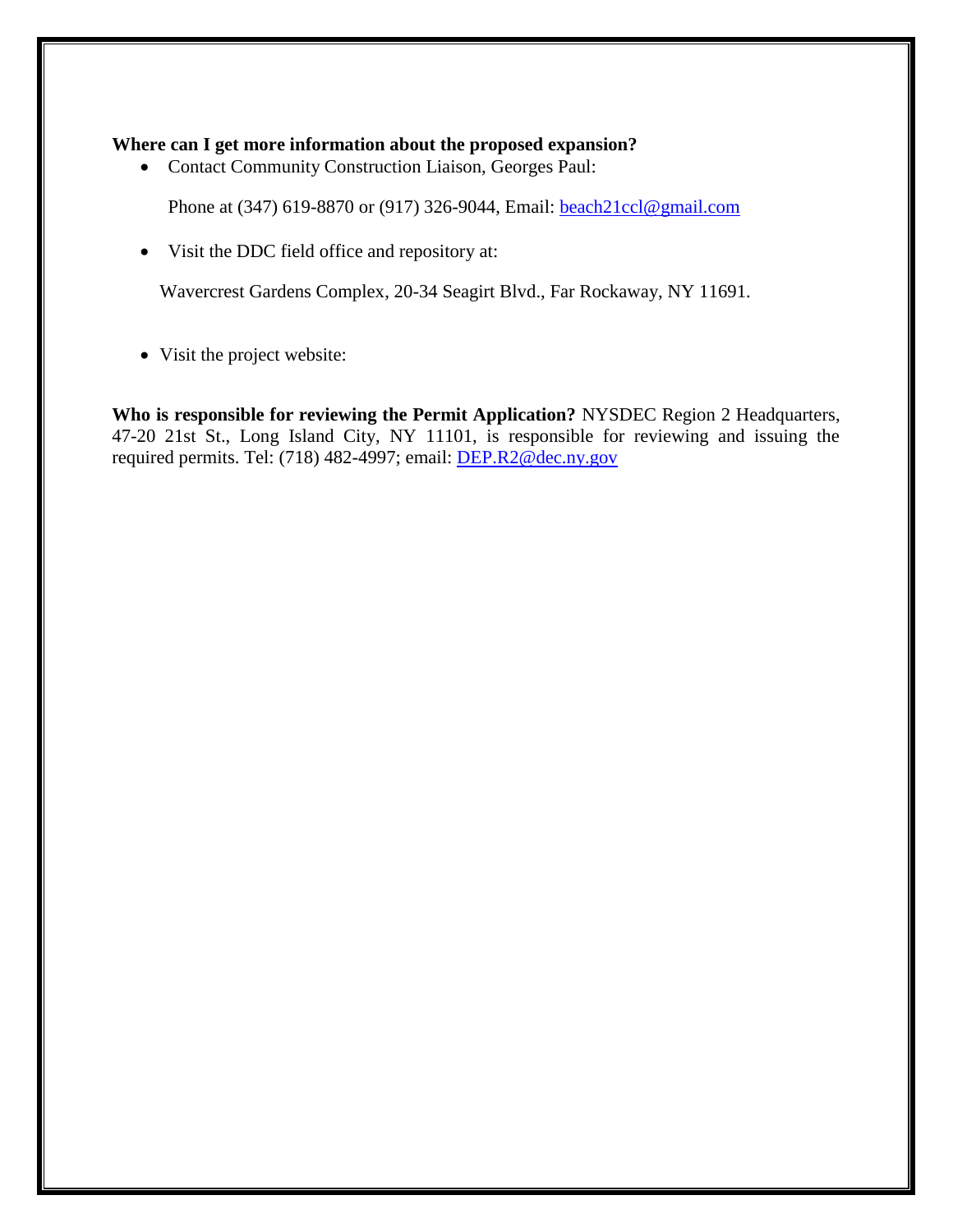**Where can I get more information about the proposed expansion?**

- Contact Community Construction Liaison, Georges Paul:

  Phone at (347) 619-8870 or (917) 326-9044, Email: beach21ccl@gmail.com

- Visit the DDC field office and repository at:

  Wavercrest Gardens Complex, 20-34 Seagirt Blvd., Far Rockaway, NY 11691.

- Visit the project website:

**Who is responsible for reviewing the Permit Application?** NYSDEC Region 2 Headquarters, 47-20 21st St., Long Island City, NY 11101, is responsible for reviewing and issuing the required permits. Tel: (718) 482-4997; email: DEP.R2@dec.ny.gov